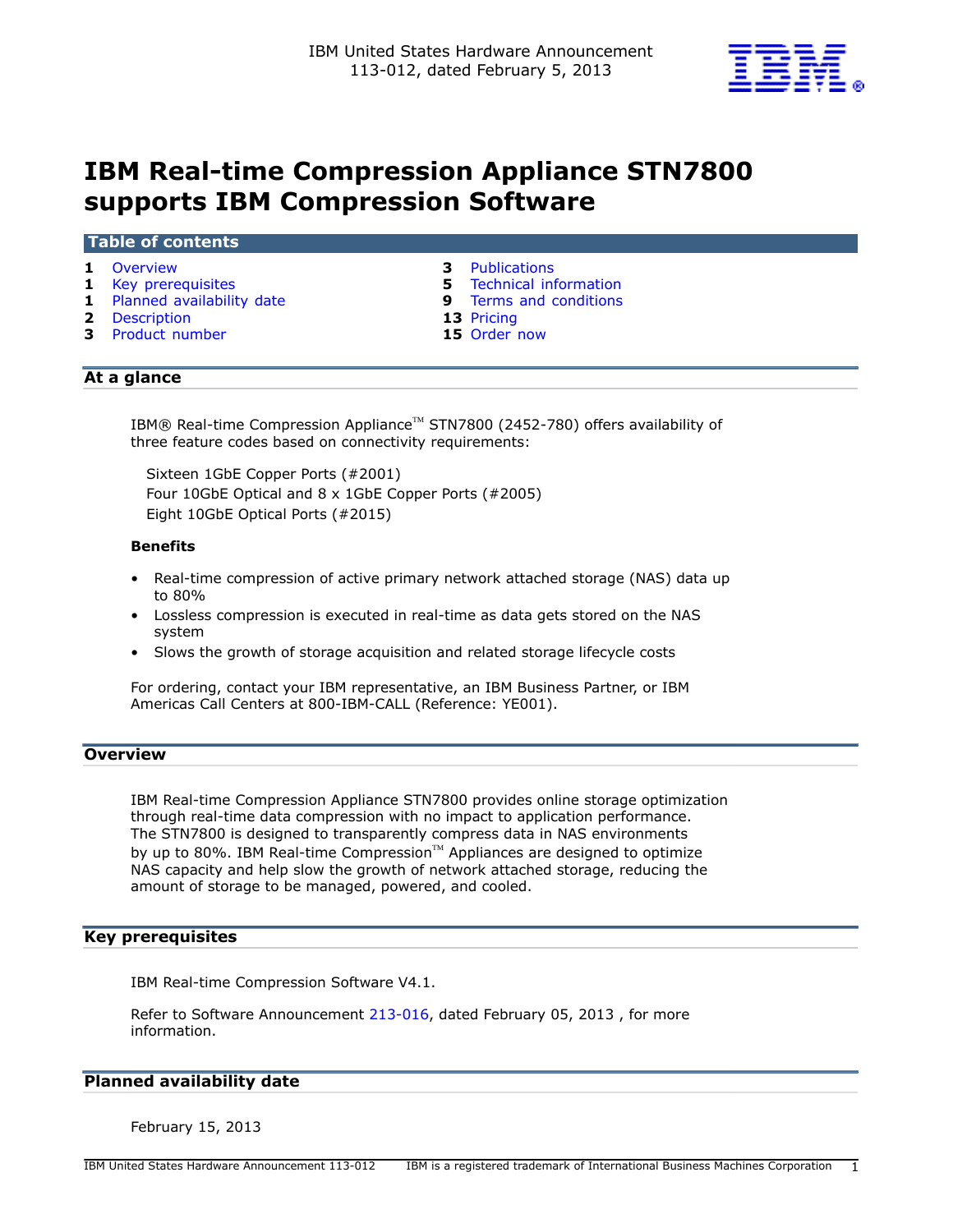IBM United States Hardware Announcement 113-012, dated February 5, 2013

# IBM Real-time Compression Appliance STN7800 supports IBM Compression Software

## Table of contents

| | | | |
|---|---|---|---|
| 1 | Overview | 3 | Publications |
| 1 | Key prerequisites | 5 | Technical information |
| 1 | Planned availability date | 9 | Terms and conditions |
| 2 | Description | 13 | Pricing |
| 3 | Product number | 15 | Order now |

## At a glance

IBM® Real-time Compression Appliance™ STN7800 (2452-780) offers availability of three feature codes based on connectivity requirements:

Sixteen 1GbE Copper Ports (#2001)
Four 10GbE Optical and 8 x 1GbE Copper Ports (#2005)
Eight 10GbE Optical Ports (#2015)

**Benefits**

- Real-time compression of active primary network attached storage (NAS) data up to 80%
- Lossless compression is executed in real-time as data gets stored on the NAS system
- Slows the growth of storage acquisition and related storage lifecycle costs

For ordering, contact your IBM representative, an IBM Business Partner, or IBM Americas Call Centers at 800-IBM-CALL (Reference: YE001).

## Overview

IBM Real-time Compression Appliance STN7800 provides online storage optimization through real-time data compression with no impact to application performance. The STN7800 is designed to transparently compress data in NAS environments by up to 80%. IBM Real-time Compression™ Appliances are designed to optimize NAS capacity and help slow the growth of network attached storage, reducing the amount of storage to be managed, powered, and cooled.

## Key prerequisites

IBM Real-time Compression Software V4.1.

Refer to Software Announcement 213-016, dated February 05, 2013 , for more information.

## Planned availability date

February 15, 2013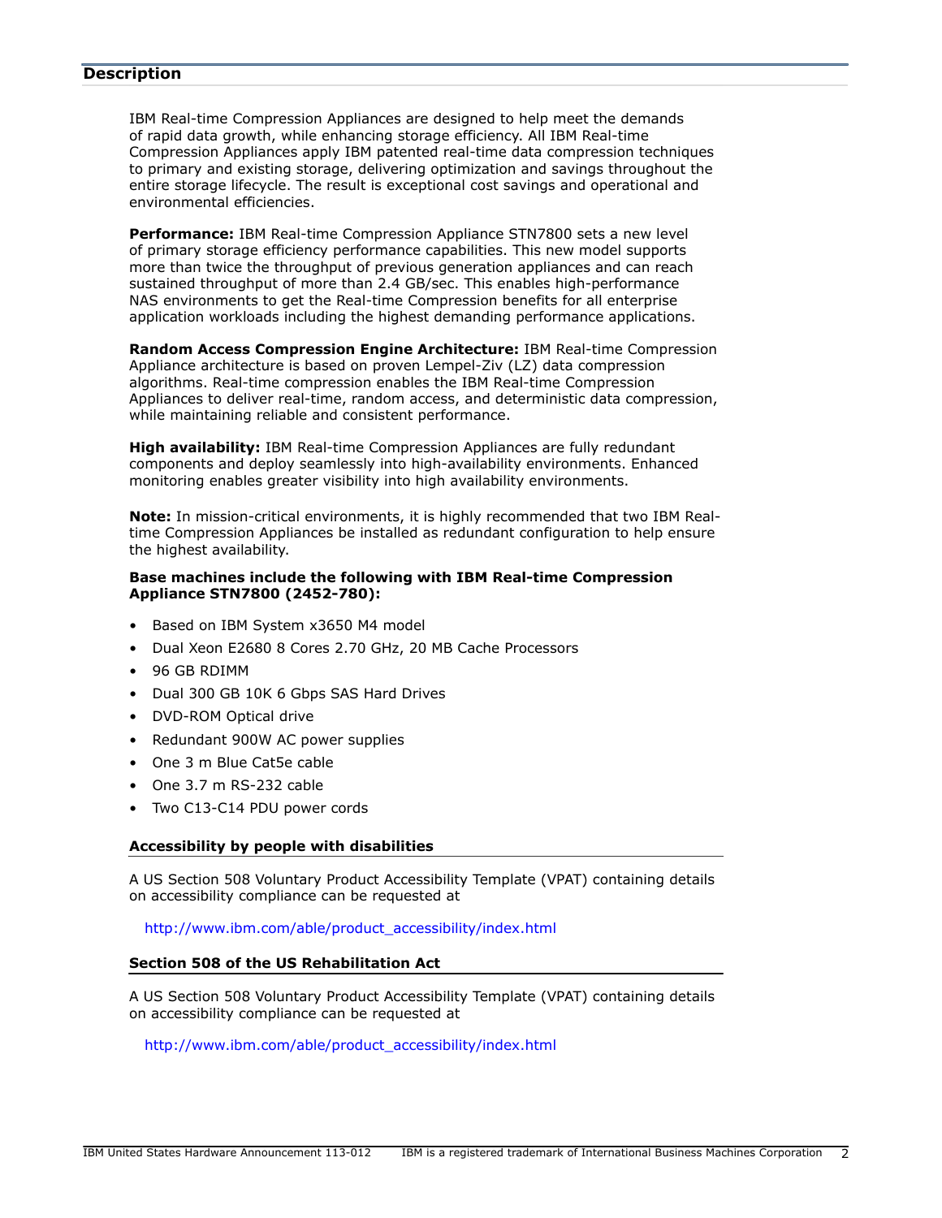## Description

IBM Real-time Compression Appliances are designed to help meet the demands of rapid data growth, while enhancing storage efficiency. All IBM Real-time Compression Appliances apply IBM patented real-time data compression techniques to primary and existing storage, delivering optimization and savings throughout the entire storage lifecycle. The result is exceptional cost savings and operational and environmental efficiencies.

**Performance:** IBM Real-time Compression Appliance STN7800 sets a new level of primary storage efficiency performance capabilities. This new model supports more than twice the throughput of previous generation appliances and can reach sustained throughput of more than 2.4 GB/sec. This enables high-performance NAS environments to get the Real-time Compression benefits for all enterprise application workloads including the highest demanding performance applications.

**Random Access Compression Engine Architecture:** IBM Real-time Compression Appliance architecture is based on proven Lempel-Ziv (LZ) data compression algorithms. Real-time compression enables the IBM Real-time Compression Appliances to deliver real-time, random access, and deterministic data compression, while maintaining reliable and consistent performance.

**High availability:** IBM Real-time Compression Appliances are fully redundant components and deploy seamlessly into high-availability environments. Enhanced monitoring enables greater visibility into high availability environments.

**Note:** In mission-critical environments, it is highly recommended that two IBM Real-time Compression Appliances be installed as redundant configuration to help ensure the highest availability.

**Base machines include the following with IBM Real-time Compression Appliance STN7800 (2452-780):**

- Based on IBM System x3650 M4 model
- Dual Xeon E2680 8 Cores 2.70 GHz, 20 MB Cache Processors
- 96 GB RDIMM
- Dual 300 GB 10K 6 Gbps SAS Hard Drives
- DVD-ROM Optical drive
- Redundant 900W AC power supplies
- One 3 m Blue Cat5e cable
- One 3.7 m RS-232 cable
- Two C13-C14 PDU power cords

### Accessibility by people with disabilities

A US Section 508 Voluntary Product Accessibility Template (VPAT) containing details on accessibility compliance can be requested at

http://www.ibm.com/able/product_accessibility/index.html

### Section 508 of the US Rehabilitation Act

A US Section 508 Voluntary Product Accessibility Template (VPAT) containing details on accessibility compliance can be requested at

http://www.ibm.com/able/product_accessibility/index.html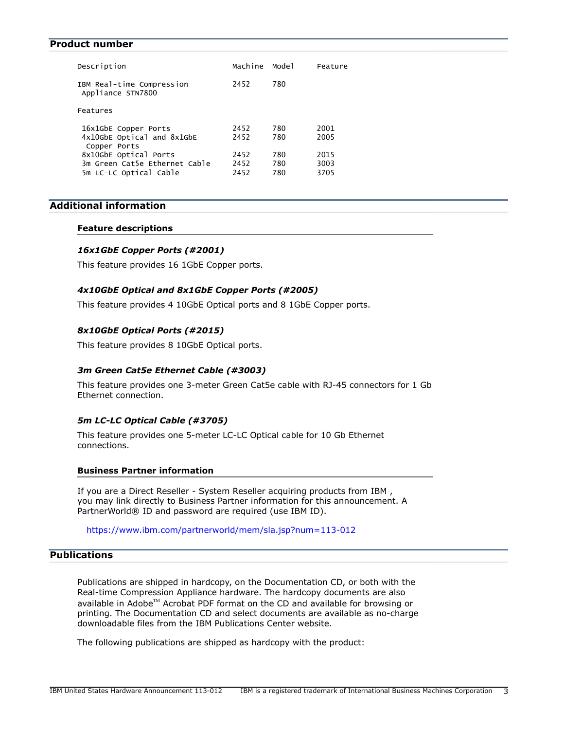## Product number

| Description | Machine | Model | Feature |
| --- | --- | --- | --- |
| IBM Real-time Compression Appliance STN7800 | 2452 | 780 | |
| Features | | | |
| 16x1GbE Copper Ports | 2452 | 780 | 2001 |
| 4x10GbE Optical and 8x1GbE Copper Ports | 2452 | 780 | 2005 |
| 8x10GbE Optical Ports | 2452 | 780 | 2015 |
| 3m Green Cat5e Ethernet Cable | 2452 | 780 | 3003 |
| 5m LC-LC Optical Cable | 2452 | 780 | 3705 |

## Additional information

### Feature descriptions

#### *16x1GbE Copper Ports (#2001)*

This feature provides 16 1GbE Copper ports.

#### *4x10GbE Optical and 8x1GbE Copper Ports (#2005)*

This feature provides 4 10GbE Optical ports and 8 1GbE Copper ports.

#### *8x10GbE Optical Ports (#2015)*

This feature provides 8 10GbE Optical ports.

#### *3m Green Cat5e Ethernet Cable (#3003)*

This feature provides one 3-meter Green Cat5e cable with RJ-45 connectors for 1 Gb Ethernet connection.

#### *5m LC-LC Optical Cable (#3705)*

This feature provides one 5-meter LC-LC Optical cable for 10 Gb Ethernet connections.

### Business Partner information

If you are a Direct Reseller - System Reseller acquiring products from IBM , you may link directly to Business Partner information for this announcement. A PartnerWorld® ID and password are required (use IBM ID).

https://www.ibm.com/partnerworld/mem/sla.jsp?num=113-012

## Publications

Publications are shipped in hardcopy, on the Documentation CD, or both with the Real-time Compression Appliance hardware. The hardcopy documents are also available in Adobe™ Acrobat PDF format on the CD and available for browsing or printing. The Documentation CD and select documents are available as no-charge downloadable files from the IBM Publications Center website.

The following publications are shipped as hardcopy with the product: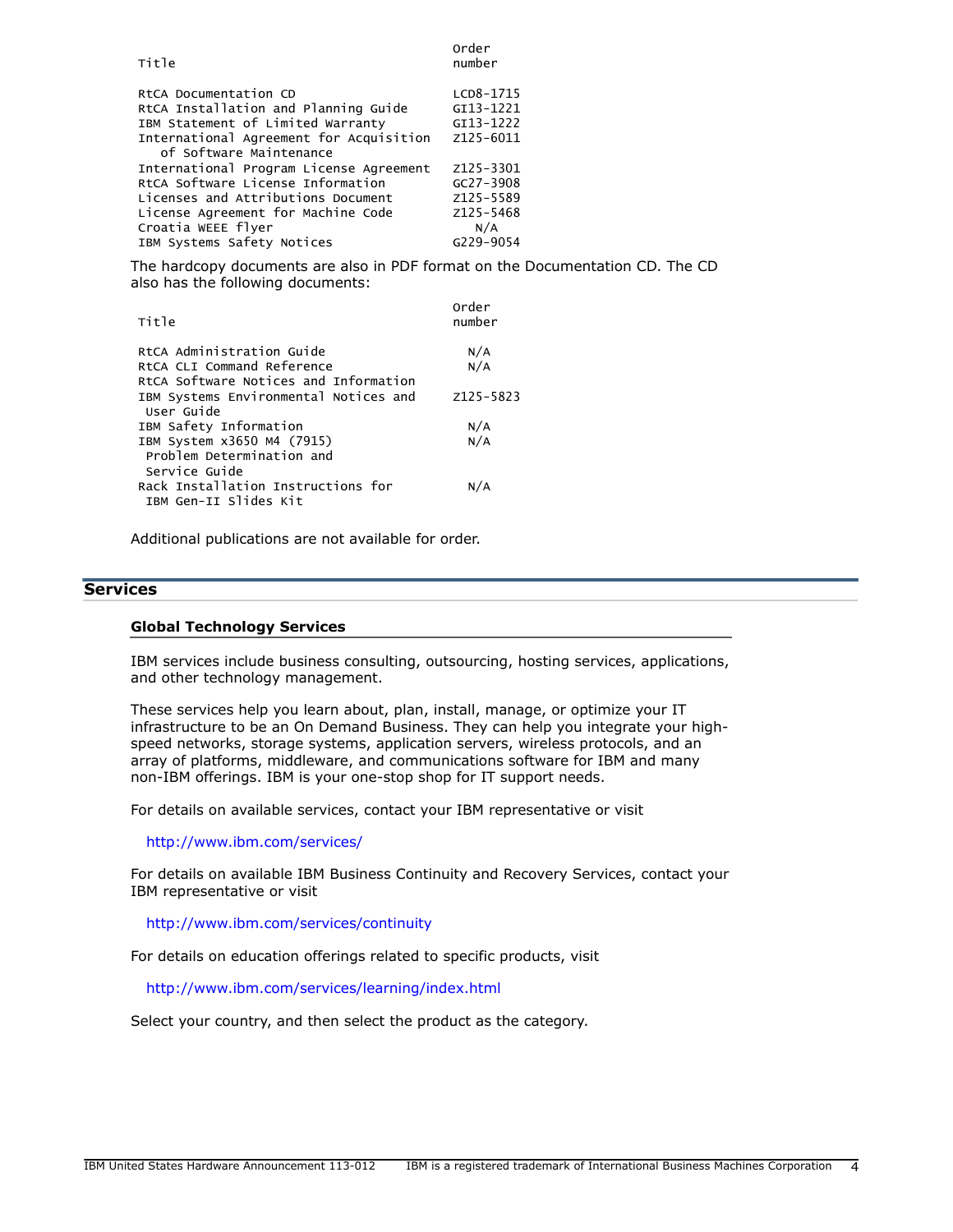| Title | Order number |
|---|---|
| RtCA Documentation CD | LCD8-1715 |
| RtCA Installation and Planning Guide | GI13-1221 |
| IBM Statement of Limited Warranty | GI13-1222 |
| International Agreement for Acquisition of Software Maintenance | Z125-6011 |
| International Program License Agreement | Z125-3301 |
| RtCA Software License Information | GC27-3908 |
| Licenses and Attributions Document | Z125-5589 |
| License Agreement for Machine Code | Z125-5468 |
| Croatia WEEE flyer | N/A |
| IBM Systems Safety Notices | G229-9054 |

The hardcopy documents are also in PDF format on the Documentation CD. The CD also has the following documents:

| Title | Order number |
|---|---|
| RtCA Administration Guide | N/A |
| RtCA CLI Command Reference | N/A |
| RtCA Software Notices and Information | |
| IBM Systems Environmental Notices and User Guide | Z125-5823 |
| IBM Safety Information | N/A |
| IBM System x3650 M4 (7915) Problem Determination and Service Guide | N/A |
| Rack Installation Instructions for IBM Gen-II Slides Kit | N/A |

Additional publications are not available for order.

## Services

### Global Technology Services

IBM services include business consulting, outsourcing, hosting services, applications, and other technology management.

These services help you learn about, plan, install, manage, or optimize your IT infrastructure to be an On Demand Business. They can help you integrate your high-speed networks, storage systems, application servers, wireless protocols, and an array of platforms, middleware, and communications software for IBM and many non-IBM offerings. IBM is your one-stop shop for IT support needs.

For details on available services, contact your IBM representative or visit

http://www.ibm.com/services/

For details on available IBM Business Continuity and Recovery Services, contact your IBM representative or visit

http://www.ibm.com/services/continuity

For details on education offerings related to specific products, visit

http://www.ibm.com/services/learning/index.html

Select your country, and then select the product as the category.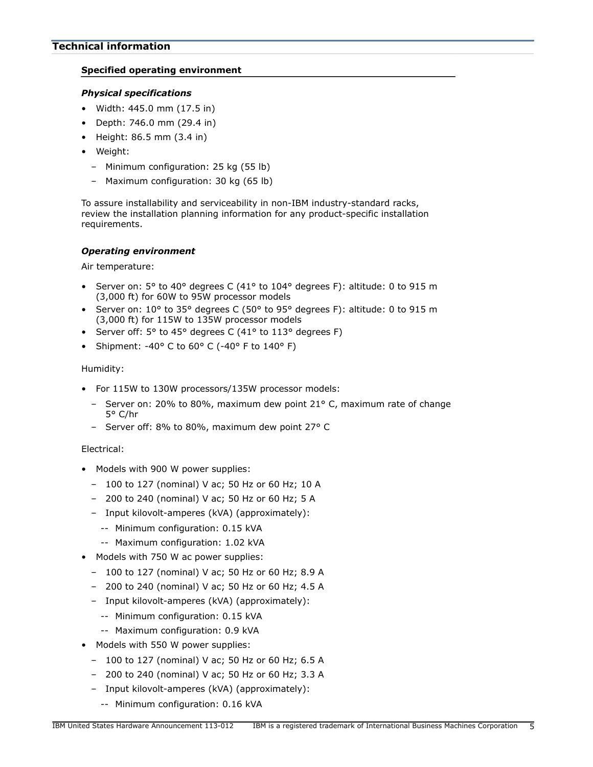## Technical information

### Specified operating environment

#### *Physical specifications*

- Width: 445.0 mm (17.5 in)
- Depth: 746.0 mm (29.4 in)
- Height: 86.5 mm (3.4 in)
- Weight:
  - Minimum configuration: 25 kg (55 lb)
  - Maximum configuration: 30 kg (65 lb)

To assure installability and serviceability in non-IBM industry-standard racks, review the installation planning information for any product-specific installation requirements.

#### *Operating environment*

Air temperature:

- Server on: 5° to 40° degrees C (41° to 104° degrees F): altitude: 0 to 915 m (3,000 ft) for 60W to 95W processor models
- Server on: 10° to 35° degrees C (50° to 95° degrees F): altitude: 0 to 915 m (3,000 ft) for 115W to 135W processor models
- Server off: 5° to 45° degrees C (41° to 113° degrees F)
- Shipment: -40° C to 60° C (-40° F to 140° F)

Humidity:

- For 115W to 130W processors/135W processor models:
  - Server on: 20% to 80%, maximum dew point 21° C, maximum rate of change 5° C/hr
  - Server off: 8% to 80%, maximum dew point 27° C

Electrical:

- Models with 900 W power supplies:
  - 100 to 127 (nominal) V ac; 50 Hz or 60 Hz; 10 A
  - 200 to 240 (nominal) V ac; 50 Hz or 60 Hz; 5 A
  - Input kilovolt-amperes (kVA) (approximately):
    - Minimum configuration: 0.15 kVA
    - Maximum configuration: 1.02 kVA
- Models with 750 W ac power supplies:
  - 100 to 127 (nominal) V ac; 50 Hz or 60 Hz; 8.9 A
  - 200 to 240 (nominal) V ac; 50 Hz or 60 Hz; 4.5 A
  - Input kilovolt-amperes (kVA) (approximately):
    - Minimum configuration: 0.15 kVA
    - Maximum configuration: 0.9 kVA
- Models with 550 W power supplies:
  - 100 to 127 (nominal) V ac; 50 Hz or 60 Hz; 6.5 A
  - 200 to 240 (nominal) V ac; 50 Hz or 60 Hz; 3.3 A
  - Input kilovolt-amperes (kVA) (approximately):
    - Minimum configuration: 0.16 kVA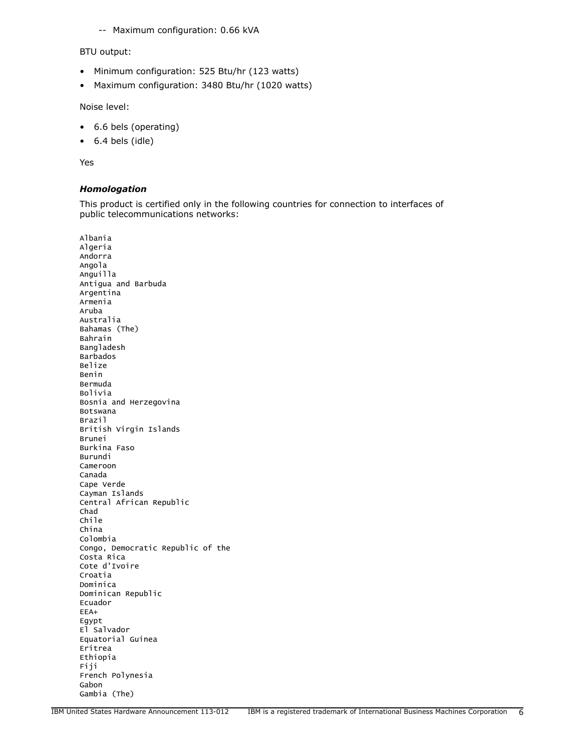-- Maximum configuration: 0.66 kVA

BTU output:

- Minimum configuration: 525 Btu/hr (123 watts)
- Maximum configuration: 3480 Btu/hr (1020 watts)

Noise level:

- 6.6 bels (operating)
- 6.4 bels (idle)

Yes

### *Homologation*

This product is certified only in the following countries for connection to interfaces of public telecommunications networks:

```
Albania
Algeria
Andorra
Angola
Anguilla
Antigua and Barbuda
Argentina
Armenia
Aruba
Australia
Bahamas (The)
Bahrain
Bangladesh
Barbados
Belize
Benin
Bermuda
Bolivia
Bosnia and Herzegovina
Botswana
Brazil
British Virgin Islands
Brunei
Burkina Faso
Burundi
Cameroon
Canada
Cape Verde
Cayman Islands
Central African Republic
Chad
Chile
China
Colombia
Congo, Democratic Republic of the
Costa Rica
Cote d'Ivoire
Croatia
Dominica
Dominican Republic
Ecuador
EEA+
Egypt
El Salvador
Equatorial Guinea
Eritrea
Ethiopia
Fiji
French Polynesia
Gabon
Gambia (The)
```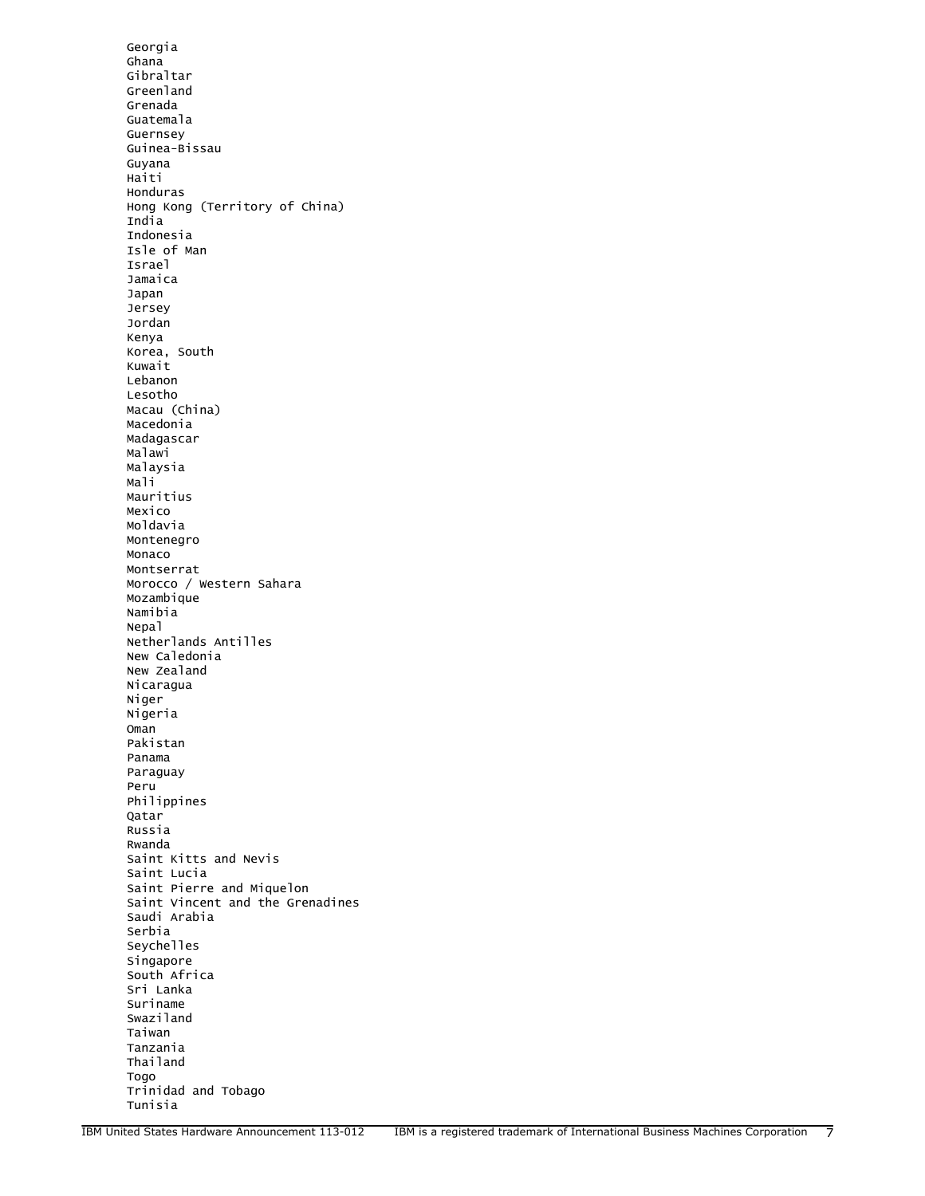Georgia
Ghana
Gibraltar
Greenland
Grenada
Guatemala
Guernsey
Guinea-Bissau
Guyana
Haiti
Honduras
Hong Kong (Territory of China)
India
Indonesia
Isle of Man
Israel
Jamaica
Japan
Jersey
Jordan
Kenya
Korea, South
Kuwait
Lebanon
Lesotho
Macau (China)
Macedonia
Madagascar
Malawi
Malaysia
Mali
Mauritius
Mexico
Moldavia
Montenegro
Monaco
Montserrat
Morocco / Western Sahara
Mozambique
Namibia
Nepal
Netherlands Antilles
New Caledonia
New Zealand
Nicaragua
Niger
Nigeria
Oman
Pakistan
Panama
Paraguay
Peru
Philippines
Qatar
Russia
Rwanda
Saint Kitts and Nevis
Saint Lucia
Saint Pierre and Miquelon
Saint Vincent and the Grenadines
Saudi Arabia
Serbia
Seychelles
Singapore
South Africa
Sri Lanka
Suriname
Swaziland
Taiwan
Tanzania
Thailand
Togo
Trinidad and Tobago
Tunisia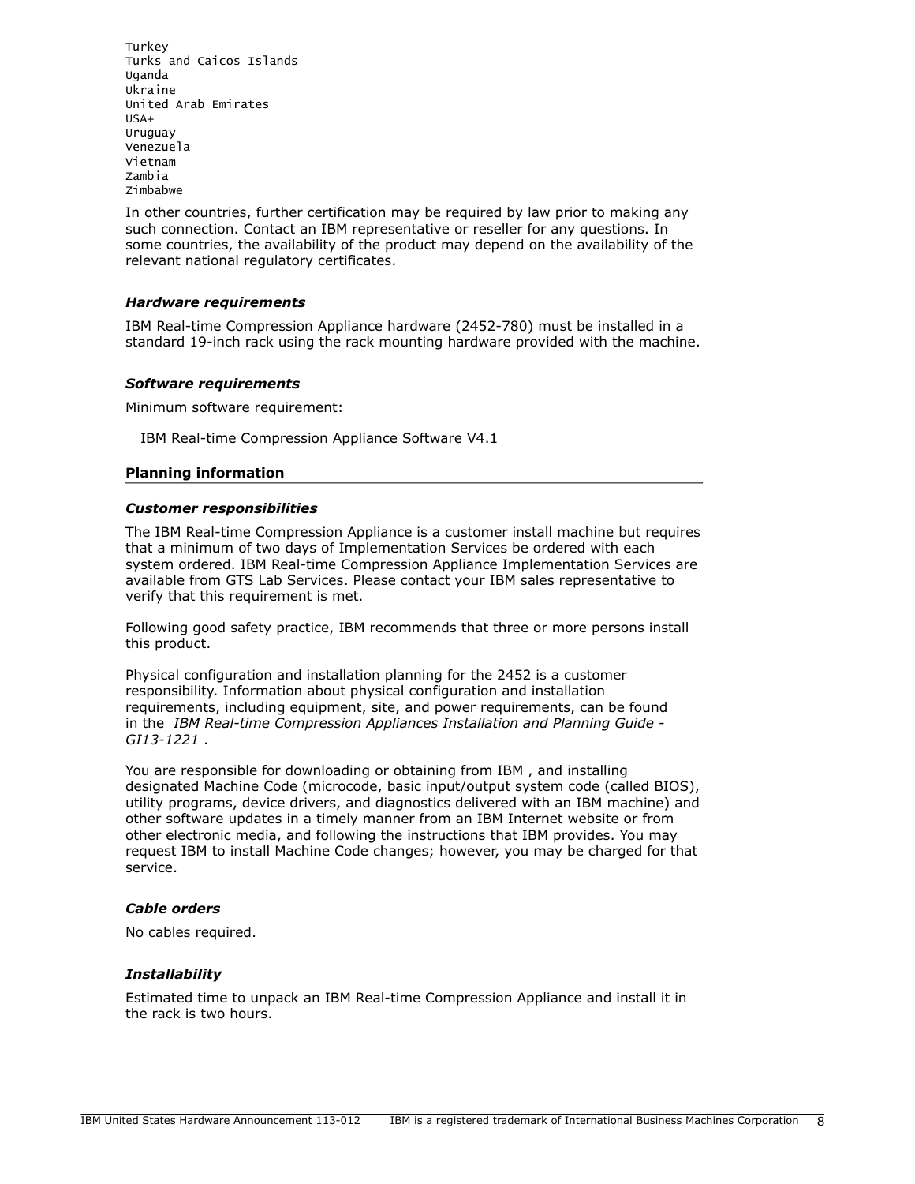Turkey
Turks and Caicos Islands
Uganda
Ukraine
United Arab Emirates
USA+
Uruguay
Venezuela
Vietnam
Zambia
Zimbabwe

In other countries, further certification may be required by law prior to making any such connection. Contact an IBM representative or reseller for any questions. In some countries, the availability of the product may depend on the availability of the relevant national regulatory certificates.

### *Hardware requirements*

IBM Real-time Compression Appliance hardware (2452-780) must be installed in a standard 19-inch rack using the rack mounting hardware provided with the machine.

### *Software requirements*

Minimum software requirement:

IBM Real-time Compression Appliance Software V4.1

## **Planning information**

### *Customer responsibilities*

The IBM Real-time Compression Appliance is a customer install machine but requires that a minimum of two days of Implementation Services be ordered with each system ordered. IBM Real-time Compression Appliance Implementation Services are available from GTS Lab Services. Please contact your IBM sales representative to verify that this requirement is met.

Following good safety practice, IBM recommends that three or more persons install this product.

Physical configuration and installation planning for the 2452 is a customer responsibility. Information about physical configuration and installation requirements, including equipment, site, and power requirements, can be found in the *IBM Real-time Compression Appliances Installation and Planning Guide - GI13-1221* .

You are responsible for downloading or obtaining from IBM , and installing designated Machine Code (microcode, basic input/output system code (called BIOS), utility programs, device drivers, and diagnostics delivered with an IBM machine) and other software updates in a timely manner from an IBM Internet website or from other electronic media, and following the instructions that IBM provides. You may request IBM to install Machine Code changes; however, you may be charged for that service.

### *Cable orders*

No cables required.

### *Installability*

Estimated time to unpack an IBM Real-time Compression Appliance and install it in the rack is two hours.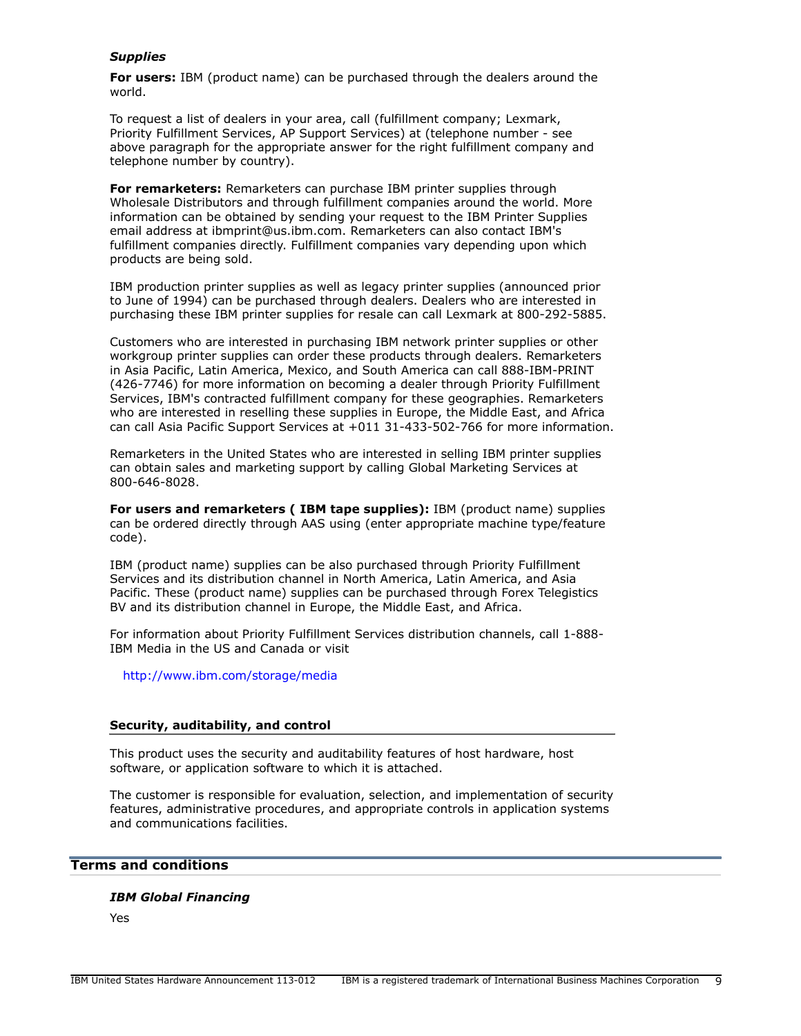### *Supplies*

**For users:** IBM (product name) can be purchased through the dealers around the world.

To request a list of dealers in your area, call (fulfillment company; Lexmark, Priority Fulfillment Services, AP Support Services) at (telephone number - see above paragraph for the appropriate answer for the right fulfillment company and telephone number by country).

**For remarketers:** Remarketers can purchase IBM printer supplies through Wholesale Distributors and through fulfillment companies around the world. More information can be obtained by sending your request to the IBM Printer Supplies email address at ibmprint@us.ibm.com. Remarketers can also contact IBM's fulfillment companies directly. Fulfillment companies vary depending upon which products are being sold.

IBM production printer supplies as well as legacy printer supplies (announced prior to June of 1994) can be purchased through dealers. Dealers who are interested in purchasing these IBM printer supplies for resale can call Lexmark at 800-292-5885.

Customers who are interested in purchasing IBM network printer supplies or other workgroup printer supplies can order these products through dealers. Remarketers in Asia Pacific, Latin America, Mexico, and South America can call 888-IBM-PRINT (426-7746) for more information on becoming a dealer through Priority Fulfillment Services, IBM's contracted fulfillment company for these geographies. Remarketers who are interested in reselling these supplies in Europe, the Middle East, and Africa can call Asia Pacific Support Services at +011 31-433-502-766 for more information.

Remarketers in the United States who are interested in selling IBM printer supplies can obtain sales and marketing support by calling Global Marketing Services at 800-646-8028.

**For users and remarketers ( IBM tape supplies):** IBM (product name) supplies can be ordered directly through AAS using (enter appropriate machine type/feature code).

IBM (product name) supplies can be also purchased through Priority Fulfillment Services and its distribution channel in North America, Latin America, and Asia Pacific. These (product name) supplies can be purchased through Forex Telegistics BV and its distribution channel in Europe, the Middle East, and Africa.

For information about Priority Fulfillment Services distribution channels, call 1-888-IBM Media in the US and Canada or visit

http://www.ibm.com/storage/media

### Security, auditability, and control

This product uses the security and auditability features of host hardware, host software, or application software to which it is attached.

The customer is responsible for evaluation, selection, and implementation of security features, administrative procedures, and appropriate controls in application systems and communications facilities.

## Terms and conditions

### *IBM Global Financing*

Yes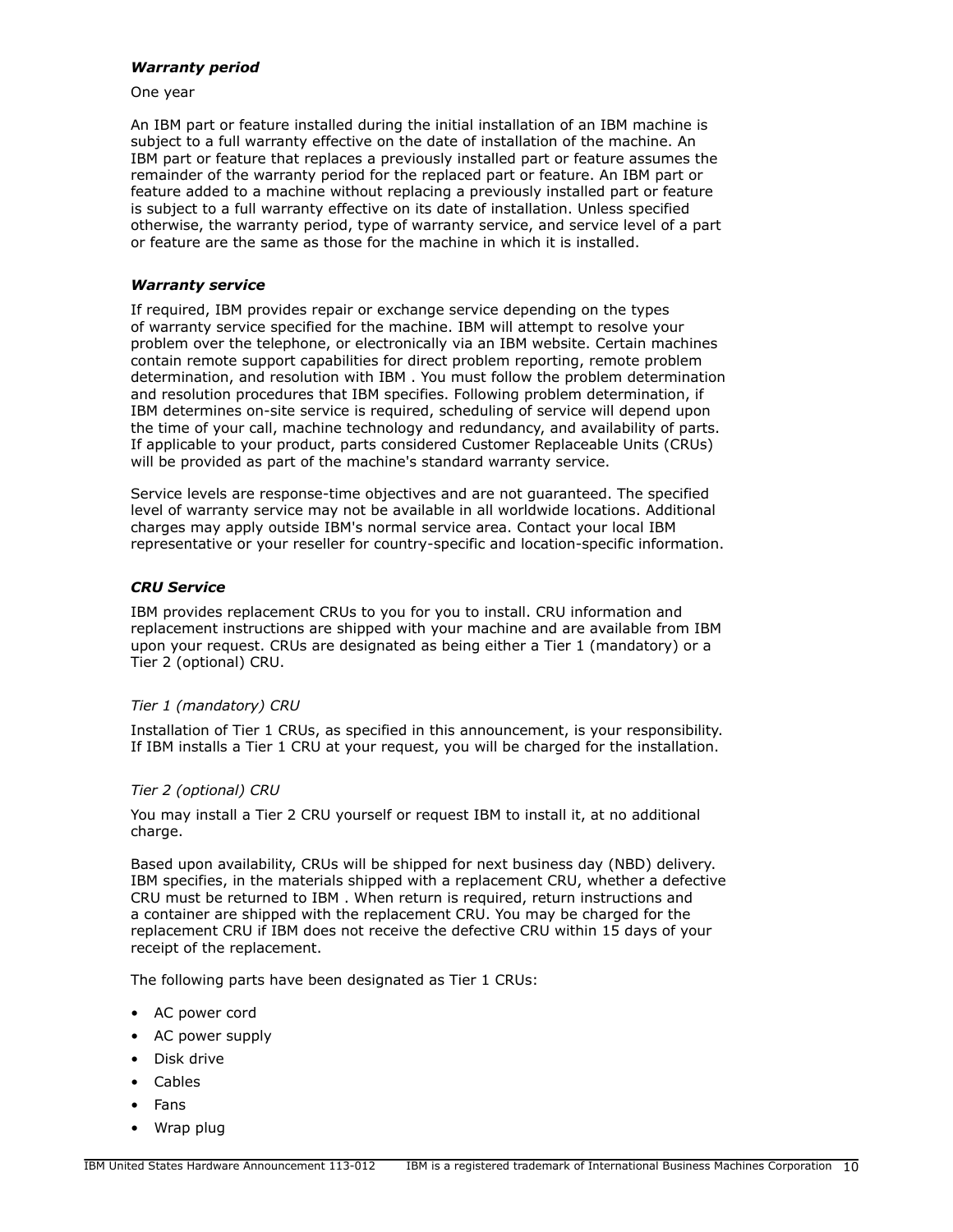### *Warranty period*

One year

An IBM part or feature installed during the initial installation of an IBM machine is subject to a full warranty effective on the date of installation of the machine. An IBM part or feature that replaces a previously installed part or feature assumes the remainder of the warranty period for the replaced part or feature. An IBM part or feature added to a machine without replacing a previously installed part or feature is subject to a full warranty effective on its date of installation. Unless specified otherwise, the warranty period, type of warranty service, and service level of a part or feature are the same as those for the machine in which it is installed.

### *Warranty service*

If required, IBM provides repair or exchange service depending on the types of warranty service specified for the machine. IBM will attempt to resolve your problem over the telephone, or electronically via an IBM website. Certain machines contain remote support capabilities for direct problem reporting, remote problem determination, and resolution with IBM . You must follow the problem determination and resolution procedures that IBM specifies. Following problem determination, if IBM determines on-site service is required, scheduling of service will depend upon the time of your call, machine technology and redundancy, and availability of parts. If applicable to your product, parts considered Customer Replaceable Units (CRUs) will be provided as part of the machine's standard warranty service.

Service levels are response-time objectives and are not guaranteed. The specified level of warranty service may not be available in all worldwide locations. Additional charges may apply outside IBM's normal service area. Contact your local IBM representative or your reseller for country-specific and location-specific information.

### *CRU Service*

IBM provides replacement CRUs to you for you to install. CRU information and replacement instructions are shipped with your machine and are available from IBM upon your request. CRUs are designated as being either a Tier 1 (mandatory) or a Tier 2 (optional) CRU.

*Tier 1 (mandatory) CRU*

Installation of Tier 1 CRUs, as specified in this announcement, is your responsibility. If IBM installs a Tier 1 CRU at your request, you will be charged for the installation.

*Tier 2 (optional) CRU*

You may install a Tier 2 CRU yourself or request IBM to install it, at no additional charge.

Based upon availability, CRUs will be shipped for next business day (NBD) delivery. IBM specifies, in the materials shipped with a replacement CRU, whether a defective CRU must be returned to IBM . When return is required, return instructions and a container are shipped with the replacement CRU. You may be charged for the replacement CRU if IBM does not receive the defective CRU within 15 days of your receipt of the replacement.

The following parts have been designated as Tier 1 CRUs:

- AC power cord
- AC power supply
- Disk drive
- Cables
- Fans
- Wrap plug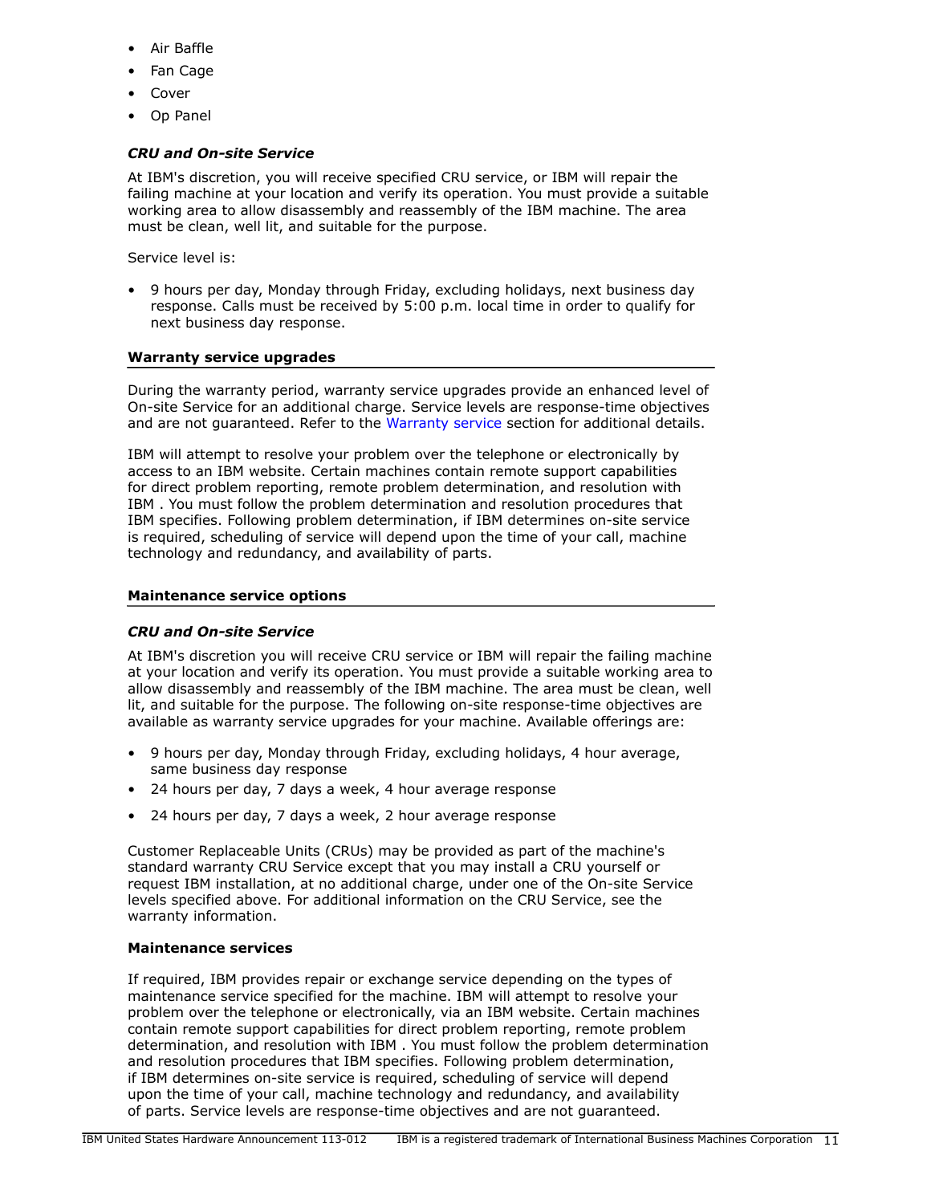- Air Baffle
- Fan Cage
- Cover
- Op Panel

### *CRU and On-site Service*

At IBM's discretion, you will receive specified CRU service, or IBM will repair the failing machine at your location and verify its operation. You must provide a suitable working area to allow disassembly and reassembly of the IBM machine. The area must be clean, well lit, and suitable for the purpose.

Service level is:

- 9 hours per day, Monday through Friday, excluding holidays, next business day response. Calls must be received by 5:00 p.m. local time in order to qualify for next business day response.

## Warranty service upgrades

During the warranty period, warranty service upgrades provide an enhanced level of On-site Service for an additional charge. Service levels are response-time objectives and are not guaranteed. Refer to the Warranty service section for additional details.

IBM will attempt to resolve your problem over the telephone or electronically by access to an IBM website. Certain machines contain remote support capabilities for direct problem reporting, remote problem determination, and resolution with IBM . You must follow the problem determination and resolution procedures that IBM specifies. Following problem determination, if IBM determines on-site service is required, scheduling of service will depend upon the time of your call, machine technology and redundancy, and availability of parts.

## Maintenance service options

### *CRU and On-site Service*

At IBM's discretion you will receive CRU service or IBM will repair the failing machine at your location and verify its operation. You must provide a suitable working area to allow disassembly and reassembly of the IBM machine. The area must be clean, well lit, and suitable for the purpose. The following on-site response-time objectives are available as warranty service upgrades for your machine. Available offerings are:

- 9 hours per day, Monday through Friday, excluding holidays, 4 hour average, same business day response
- 24 hours per day, 7 days a week, 4 hour average response
- 24 hours per day, 7 days a week, 2 hour average response

Customer Replaceable Units (CRUs) may be provided as part of the machine's standard warranty CRU Service except that you may install a CRU yourself or request IBM installation, at no additional charge, under one of the On-site Service levels specified above. For additional information on the CRU Service, see the warranty information.

### Maintenance services

If required, IBM provides repair or exchange service depending on the types of maintenance service specified for the machine. IBM will attempt to resolve your problem over the telephone or electronically, via an IBM website. Certain machines contain remote support capabilities for direct problem reporting, remote problem determination, and resolution with IBM . You must follow the problem determination and resolution procedures that IBM specifies. Following problem determination, if IBM determines on-site service is required, scheduling of service will depend upon the time of your call, machine technology and redundancy, and availability of parts. Service levels are response-time objectives and are not guaranteed.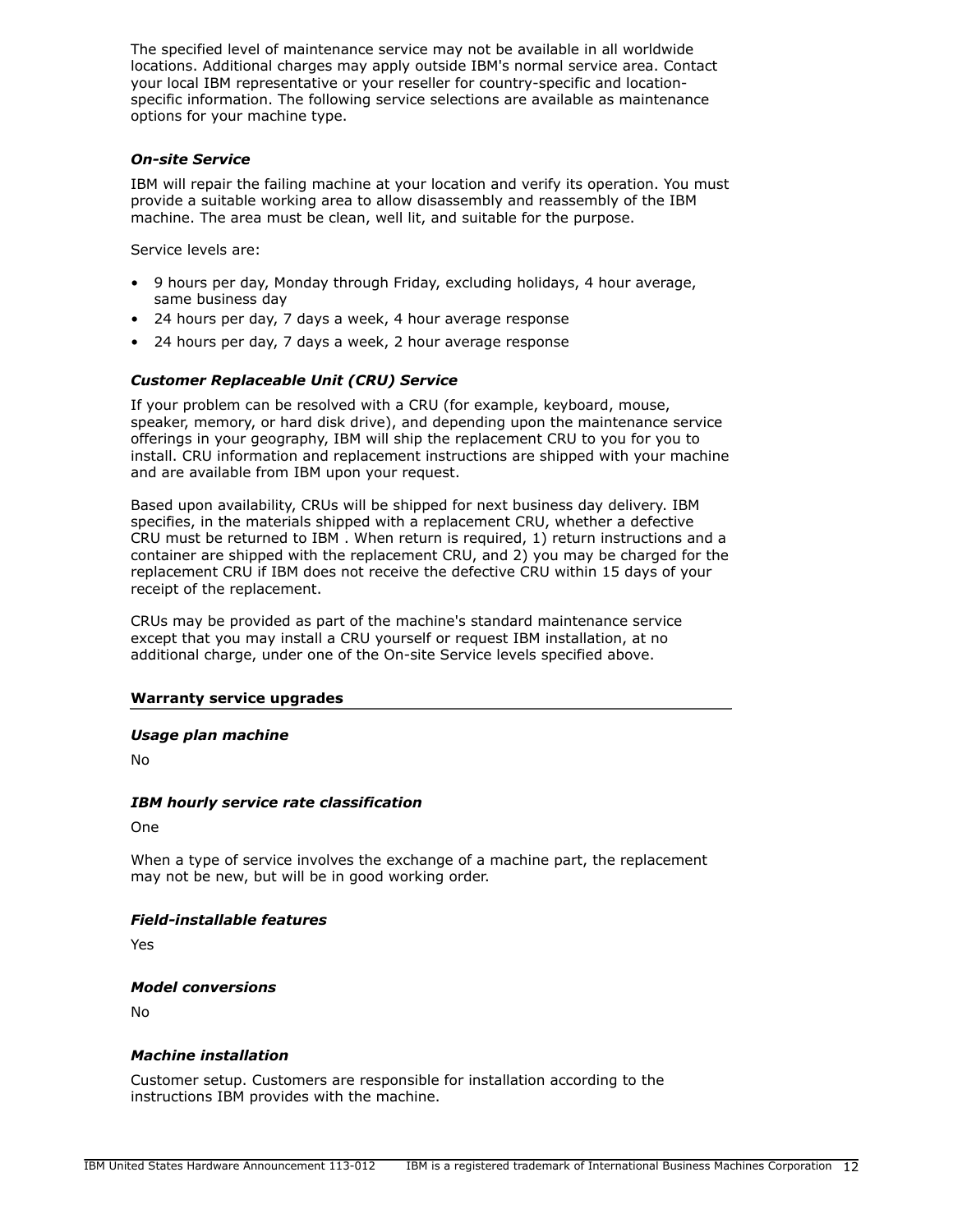The specified level of maintenance service may not be available in all worldwide locations. Additional charges may apply outside IBM's normal service area. Contact your local IBM representative or your reseller for country-specific and location-specific information. The following service selections are available as maintenance options for your machine type.

### *On-site Service*

IBM will repair the failing machine at your location and verify its operation. You must provide a suitable working area to allow disassembly and reassembly of the IBM machine. The area must be clean, well lit, and suitable for the purpose.

Service levels are:

- 9 hours per day, Monday through Friday, excluding holidays, 4 hour average, same business day
- 24 hours per day, 7 days a week, 4 hour average response
- 24 hours per day, 7 days a week, 2 hour average response

### *Customer Replaceable Unit (CRU) Service*

If your problem can be resolved with a CRU (for example, keyboard, mouse, speaker, memory, or hard disk drive), and depending upon the maintenance service offerings in your geography, IBM will ship the replacement CRU to you for you to install. CRU information and replacement instructions are shipped with your machine and are available from IBM upon your request.

Based upon availability, CRUs will be shipped for next business day delivery. IBM specifies, in the materials shipped with a replacement CRU, whether a defective CRU must be returned to IBM . When return is required, 1) return instructions and a container are shipped with the replacement CRU, and 2) you may be charged for the replacement CRU if IBM does not receive the defective CRU within 15 days of your receipt of the replacement.

CRUs may be provided as part of the machine's standard maintenance service except that you may install a CRU yourself or request IBM installation, at no additional charge, under one of the On-site Service levels specified above.

## Warranty service upgrades

### *Usage plan machine*

No

### *IBM hourly service rate classification*

One

When a type of service involves the exchange of a machine part, the replacement may not be new, but will be in good working order.

### *Field-installable features*

Yes

### *Model conversions*

No

### *Machine installation*

Customer setup. Customers are responsible for installation according to the instructions IBM provides with the machine.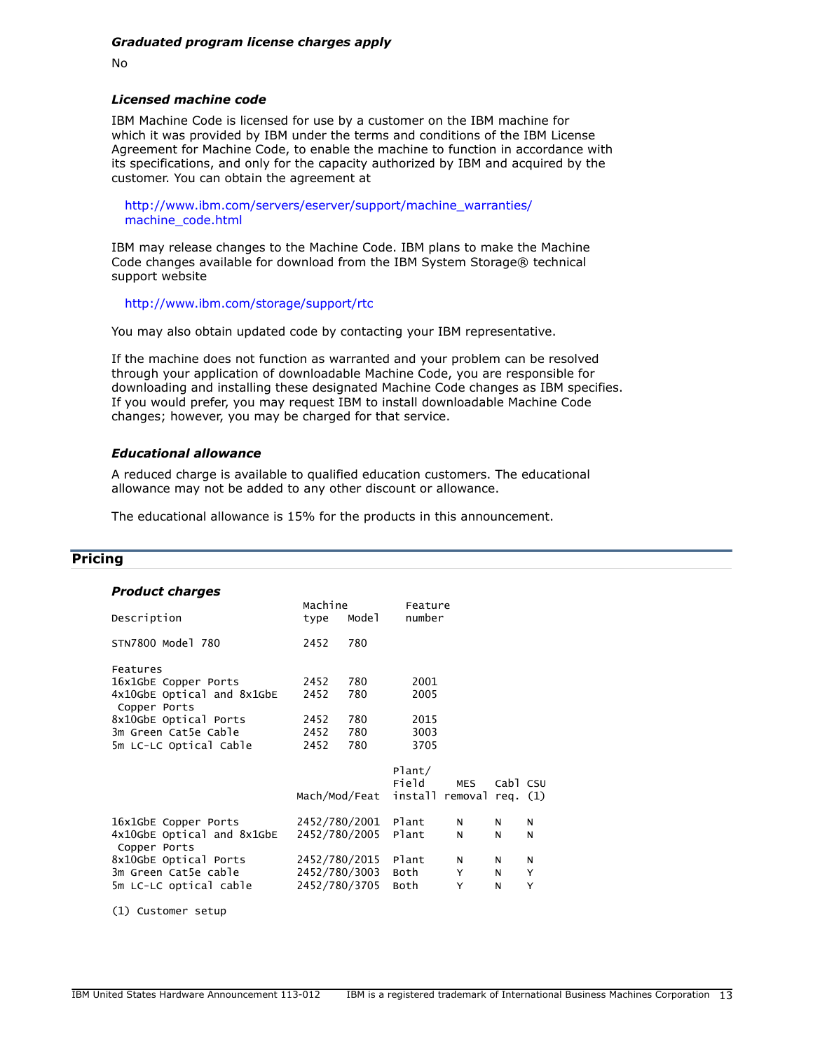### *Graduated program license charges apply*

No

### *Licensed machine code*

IBM Machine Code is licensed for use by a customer on the IBM machine for which it was provided by IBM under the terms and conditions of the IBM License Agreement for Machine Code, to enable the machine to function in accordance with its specifications, and only for the capacity authorized by IBM and acquired by the customer. You can obtain the agreement at

http://www.ibm.com/servers/eserver/support/machine_warranties/machine_code.html

IBM may release changes to the Machine Code. IBM plans to make the Machine Code changes available for download from the IBM System Storage® technical support website

http://www.ibm.com/storage/support/rtc

You may also obtain updated code by contacting your IBM representative.

If the machine does not function as warranted and your problem can be resolved through your application of downloadable Machine Code, you are responsible for downloading and installing these designated Machine Code changes as IBM specifies. If you would prefer, you may request IBM to install downloadable Machine Code changes; however, you may be charged for that service.

### *Educational allowance*

A reduced charge is available to qualified education customers. The educational allowance may not be added to any other discount or allowance.

The educational allowance is 15% for the products in this announcement.

## Pricing

### *Product charges*

| Description | Machine type | Model | Feature number |
|---|---|---|---|
| STN7800 Model 780 | 2452 | 780 | |
| Features | | | |
| 16x1GbE Copper Ports | 2452 | 780 | 2001 |
| 4x10GbE Optical and 8x1GbE Copper Ports | 2452 | 780 | 2005 |
| 8x10GbE Optical Ports | 2452 | 780 | 2015 |
| 3m Green Cat5e Cable | 2452 | 780 | 3003 |
| 5m LC-LC Optical Cable | 2452 | 780 | 3705 |

| | Mach/Mod/Feat | Plant/ Field install | MES removal | Cabl req. | CSU (1) |
|---|---|---|---|---|---|
| 16x1GbE Copper Ports | 2452/780/2001 | Plant | N | N | N |
| 4x10GbE Optical and 8x1GbE Copper Ports | 2452/780/2005 | Plant | N | N | N |
| 8x10GbE Optical Ports | 2452/780/2015 | Plant | N | N | N |
| 3m Green Cat5e cable | 2452/780/3003 | Both | Y | N | Y |
| 5m LC-LC optical cable | 2452/780/3705 | Both | Y | N | Y |

(1) Customer setup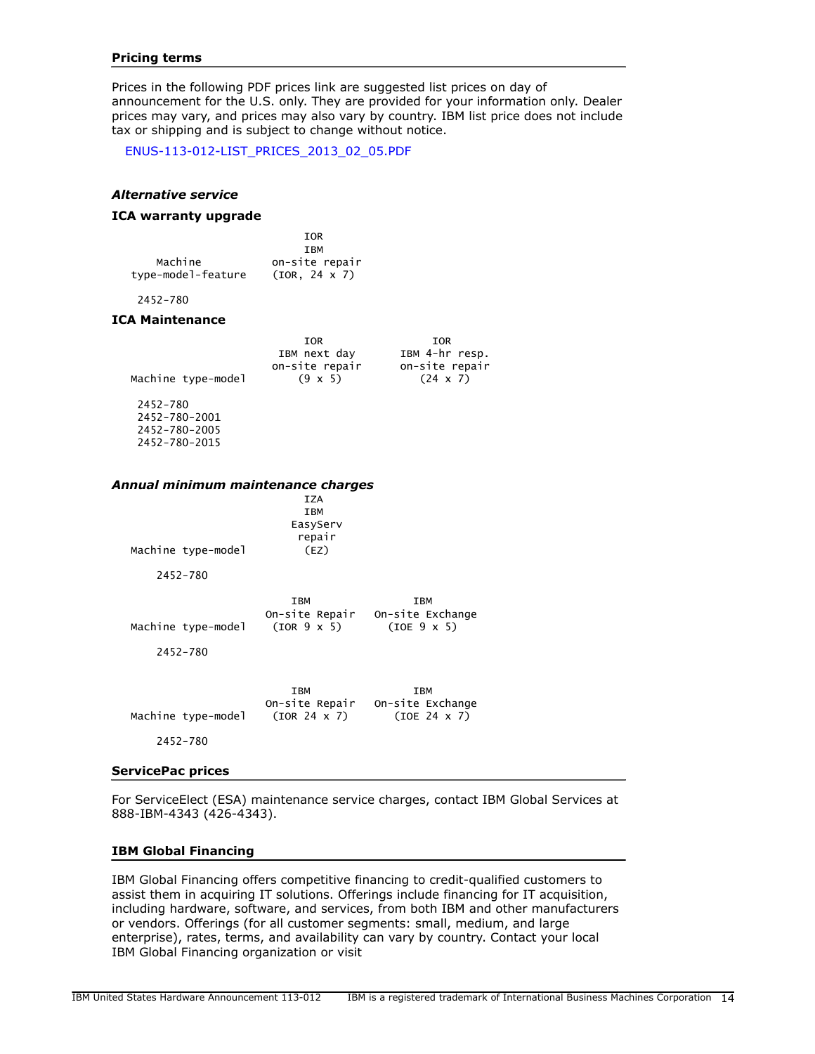## Pricing terms

Prices in the following PDF prices link are suggested list prices on day of announcement for the U.S. only. They are provided for your information only. Dealer prices may vary, and prices may also vary by country. IBM list price does not include tax or shipping and is subject to change without notice.

ENUS-113-012-LIST_PRICES_2013_02_05.PDF

### *Alternative service*

### ICA warranty upgrade

| Machine type-model-feature | IOR IBM on-site repair (IOR, 24 x 7) |
|---|---|
| 2452-780 | |

### ICA Maintenance

| Machine type-model | IOR IBM next day on-site repair (9 x 5) | IOR IBM 4-hr resp. on-site repair (24 x 7) |
|---|---|---|
| 2452-780 | | |
| 2452-780-2001 | | |
| 2452-780-2005 | | |
| 2452-780-2015 | | |

### *Annual minimum maintenance charges*

| Machine type-model | IZA IBM EasyServ repair (EZ) |
|---|---|
| 2452-780 | |

| Machine type-model | IBM On-site Repair (IOR 9 x 5) | IBM On-site Exchange (IOE 9 x 5) |
|---|---|---|
| 2452-780 | | |

| Machine type-model | IBM On-site Repair (IOR 24 x 7) | IBM On-site Exchange (IOE 24 x 7) |
|---|---|---|
| 2452-780 | | |

## ServicePac prices

For ServiceElect (ESA) maintenance service charges, contact IBM Global Services at 888-IBM-4343 (426-4343).

## IBM Global Financing

IBM Global Financing offers competitive financing to credit-qualified customers to assist them in acquiring IT solutions. Offerings include financing for IT acquisition, including hardware, software, and services, from both IBM and other manufacturers or vendors. Offerings (for all customer segments: small, medium, and large enterprise), rates, terms, and availability can vary by country. Contact your local IBM Global Financing organization or visit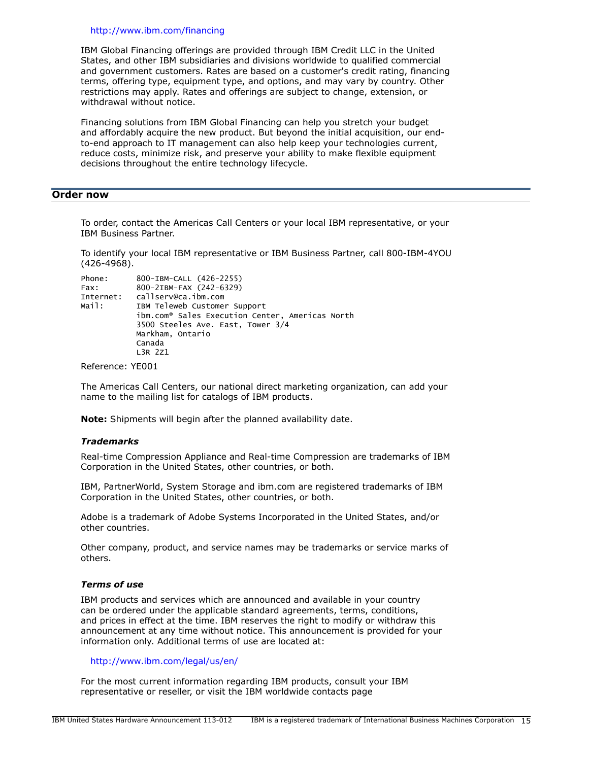http://www.ibm.com/financing

IBM Global Financing offerings are provided through IBM Credit LLC in the United States, and other IBM subsidiaries and divisions worldwide to qualified commercial and government customers. Rates are based on a customer's credit rating, financing terms, offering type, equipment type, and options, and may vary by country. Other restrictions may apply. Rates and offerings are subject to change, extension, or withdrawal without notice.

Financing solutions from IBM Global Financing can help you stretch your budget and affordably acquire the new product. But beyond the initial acquisition, our end-to-end approach to IT management can also help keep your technologies current, reduce costs, minimize risk, and preserve your ability to make flexible equipment decisions throughout the entire technology lifecycle.

## Order now

To order, contact the Americas Call Centers or your local IBM representative, or your IBM Business Partner.

To identify your local IBM representative or IBM Business Partner, call 800-IBM-4YOU (426-4968).

```
Phone:     800-IBM-CALL (426-2255)
Fax:       800-2IBM-FAX (242-6329)
Internet:  callserv@ca.ibm.com
Mail:      IBM Teleweb Customer Support
           ibm.com® Sales Execution Center, Americas North
           3500 Steeles Ave. East, Tower 3/4
           Markham, Ontario
           Canada
           L3R 2Z1
```

Reference: YE001

The Americas Call Centers, our national direct marketing organization, can add your name to the mailing list for catalogs of IBM products.

**Note:** Shipments will begin after the planned availability date.

### *Trademarks*

Real-time Compression Appliance and Real-time Compression are trademarks of IBM Corporation in the United States, other countries, or both.

IBM, PartnerWorld, System Storage and ibm.com are registered trademarks of IBM Corporation in the United States, other countries, or both.

Adobe is a trademark of Adobe Systems Incorporated in the United States, and/or other countries.

Other company, product, and service names may be trademarks or service marks of others.

### *Terms of use*

IBM products and services which are announced and available in your country can be ordered under the applicable standard agreements, terms, conditions, and prices in effect at the time. IBM reserves the right to modify or withdraw this announcement at any time without notice. This announcement is provided for your information only. Additional terms of use are located at:

http://www.ibm.com/legal/us/en/

For the most current information regarding IBM products, consult your IBM representative or reseller, or visit the IBM worldwide contacts page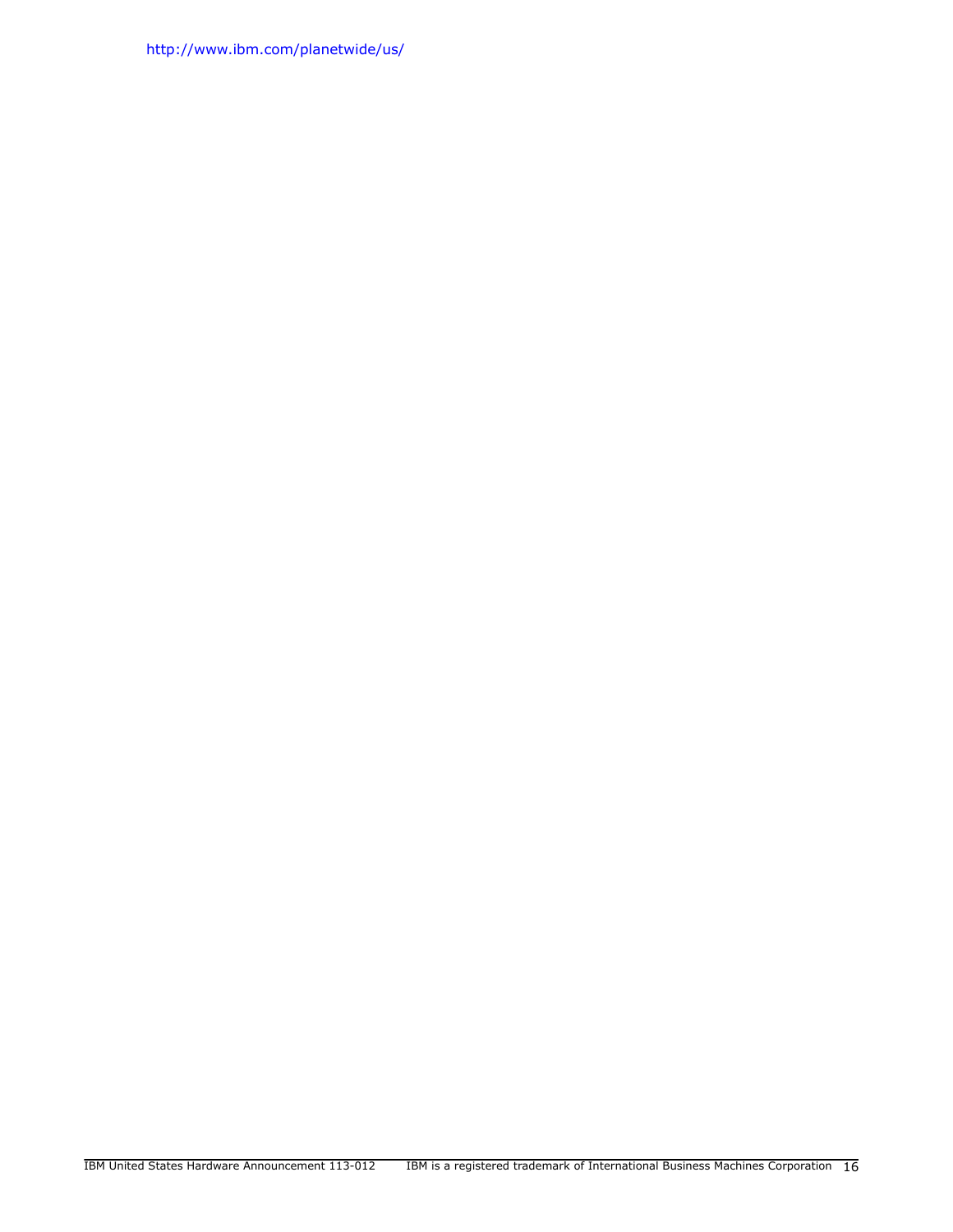http://www.ibm.com/planetwide/us/